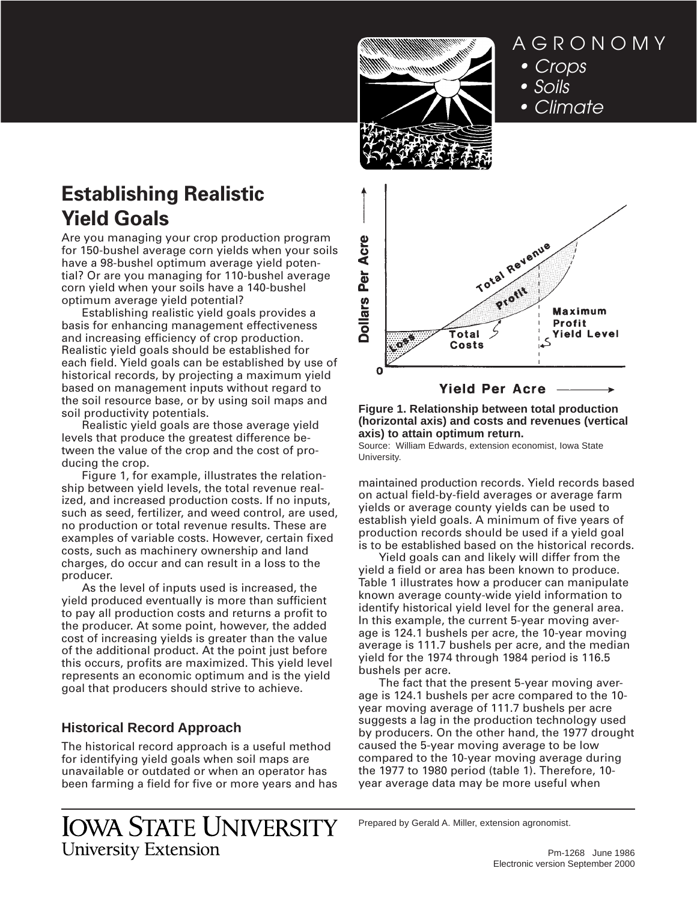AGRONOMY

- Crops
- Soils
- Climate

# Establishing Realistic Yield Goals

Are you managing your crop production program for 150-bushel average corn yields when your soils have a 98-bushel optimum average yield potential? Or are you managing for 110-bushel average corn yield when your soils have a 140-bushel optimum average yield potential?

Establishing realistic yield goals provides a basis for enhancing management effectiveness and increasing efficiency of crop production. Realistic yield goals should be established for each field. Yield goals can be established by use of historical records, by projecting a maximum yield based on management inputs without regard to the soil resource base, or by using soil maps and soil productivity potentials.

Realistic yield goals are those average yield levels that produce the greatest difference between the value of the crop and the cost of producing the crop.

Figure 1, for example, illustrates the relationship between yield levels, the total revenue realized, and increased production costs. If no inputs, such as seed, fertilizer, and weed control, are used, no production or total revenue results. These are examples of variable costs. However, certain fixed costs, such as machinery ownership and land charges, do occur and can result in a loss to the producer.

As the level of inputs used is increased, the yield produced eventually is more than sufficient to pay all production costs and returns a profit to the producer. At some point, however, the added cost of increasing yields is greater than the value of the additional product. At the point just before this occurs, profits are maximized. This yield level represents an economic optimum and is the yield goal that producers should strive to achieve.

**Figure 1. Relationship between total production (horizontal axis) and costs and revenues (vertical axis) to attain optimum return.**
Source: William Edwards, extension economist, Iowa State University.

## Historical Record Approach

The historical record approach is a useful method for identifying yield goals when soil maps are unavailable or outdated or when an operator has been farming a field for five or more years and has maintained production records. Yield records based on actual field-by-field averages or average farm yields or average county yields can be used to establish yield goals. A minimum of five years of production records should be used if a yield goal is to be established based on the historical records.

Yield goals can and likely will differ from the yield a field or area has been known to produce. Table 1 illustrates how a producer can manipulate known average county-wide yield information to identify historical yield level for the general area. In this example, the current 5-year moving average is 124.1 bushels per acre, the 10-year moving average is 111.7 bushels per acre, and the median yield for the 1974 through 1984 period is 116.5 bushels per acre.

The fact that the present 5-year moving average is 124.1 bushels per acre compared to the 10-year moving average of 111.7 bushels per acre suggests a lag in the production technology used by producers. On the other hand, the 1977 drought caused the 5-year moving average to be low compared to the 10-year moving average during the 1977 to 1980 period (table 1). Therefore, 10-year average data may be more useful when

Prepared by Gerald A. Miller, extension agronomist.

IOWA STATE UNIVERSITY
University Extension

Pm-1268 June 1986
Electronic version September 2000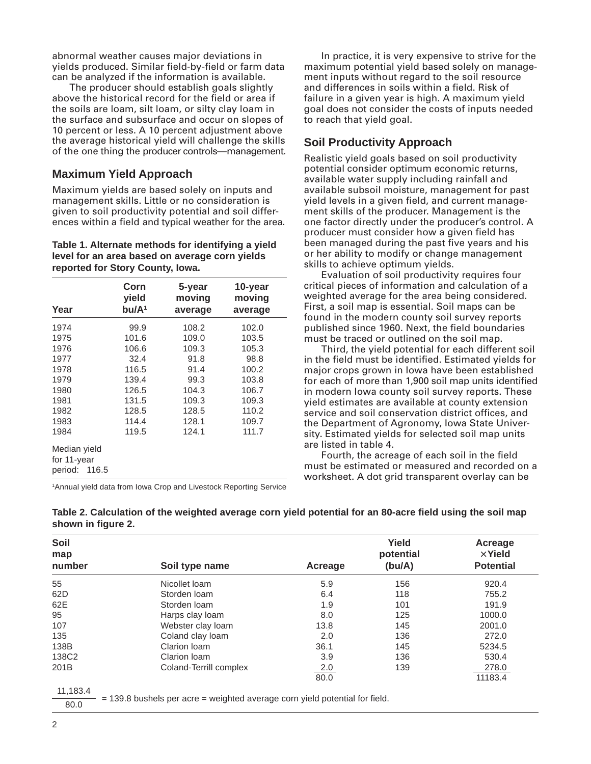abnormal weather causes major deviations in yields produced. Similar field-by-field or farm data can be analyzed if the information is available.

The producer should establish goals slightly above the historical record for the field or area if the soils are loam, silt loam, or silty clay loam in the surface and subsurface and occur on slopes of 10 percent or less. A 10 percent adjustment above the average historical yield will challenge the skills of the one thing the producer controls—management.

## Maximum Yield Approach

Maximum yields are based solely on inputs and management skills. Little or no consideration is given to soil productivity potential and soil differences within a field and typical weather for the area.

**Table 1. Alternate methods for identifying a yield level for an area based on average corn yields reported for Story County, Iowa.**

| Year | Corn yield bu/A[1] | 5-year moving average | 10-year moving average |
|---|---|---|---|
| 1974 | 99.9 | 108.2 | 102.0 |
| 1975 | 101.6 | 109.0 | 103.5 |
| 1976 | 106.6 | 109.3 | 105.3 |
| 1977 | 32.4 | 91.8 | 98.8 |
| 1978 | 116.5 | 91.4 | 100.2 |
| 1979 | 139.4 | 99.3 | 103.8 |
| 1980 | 126.5 | 104.3 | 106.7 |
| 1981 | 131.5 | 109.3 | 109.3 |
| 1982 | 128.5 | 128.5 | 110.2 |
| 1983 | 114.4 | 128.1 | 109.7 |
| 1984 | 119.5 | 124.1 | 111.7 |
| Median yield for 11-year period: 116.5 | | | |

[1]Annual yield data from Iowa Crop and Livestock Reporting Service

In practice, it is very expensive to strive for the maximum potential yield based solely on management inputs without regard to the soil resource and differences in soils within a field. Risk of failure in a given year is high. A maximum yield goal does not consider the costs of inputs needed to reach that yield goal.

## Soil Productivity Approach

Realistic yield goals based on soil productivity potential consider optimum economic returns, available water supply including rainfall and available subsoil moisture, management for past yield levels in a given field, and current management skills of the producer. Management is the one factor directly under the producer's control. A producer must consider how a given field has been managed during the past five years and his or her ability to modify or change management skills to achieve optimum yields.

Evaluation of soil productivity requires four critical pieces of information and calculation of a weighted average for the area being considered. First, a soil map is essential. Soil maps can be found in the modern county soil survey reports published since 1960. Next, the field boundaries must be traced or outlined on the soil map.

Third, the yield potential for each different soil in the field must be identified. Estimated yields for major crops grown in Iowa have been established for each of more than 1,900 soil map units identified in modern Iowa county soil survey reports. These yield estimates are available at county extension service and soil conservation district offices, and the Department of Agronomy, Iowa State University. Estimated yields for selected soil map units are listed in table 4.

Fourth, the acreage of each soil in the field must be estimated or measured and recorded on a worksheet. A dot grid transparent overlay can be

**Table 2. Calculation of the weighted average corn yield potential for an 80-acre field using the soil map shown in figure 2.**

| Soil map number | Soil type name | Acreage | Yield potential (bu/A) | Acreage ×Yield Potential |
|---|---|---|---|---|
| 55 | Nicollet loam | 5.9 | 156 | 920.4 |
| 62D | Storden loam | 6.4 | 118 | 755.2 |
| 62E | Storden loam | 1.9 | 101 | 191.9 |
| 95 | Harps clay loam | 8.0 | 125 | 1000.0 |
| 107 | Webster clay loam | 13.8 | 145 | 2001.0 |
| 135 | Coland clay loam | 2.0 | 136 | 272.0 |
| 138B | Clarion loam | 36.1 | 145 | 5234.5 |
| 138C2 | Clarion loam | 3.9 | 136 | 530.4 |
| 201B | Coland-Terrill complex | 2.0 | 139 | 278.0 |
| | | 80.0 | | 11183.4 |

$$\frac{11{,}183.4}{80.0} = 139.8 \text{ bushels per acre} = \text{weighted average corn yield potential for field.}$$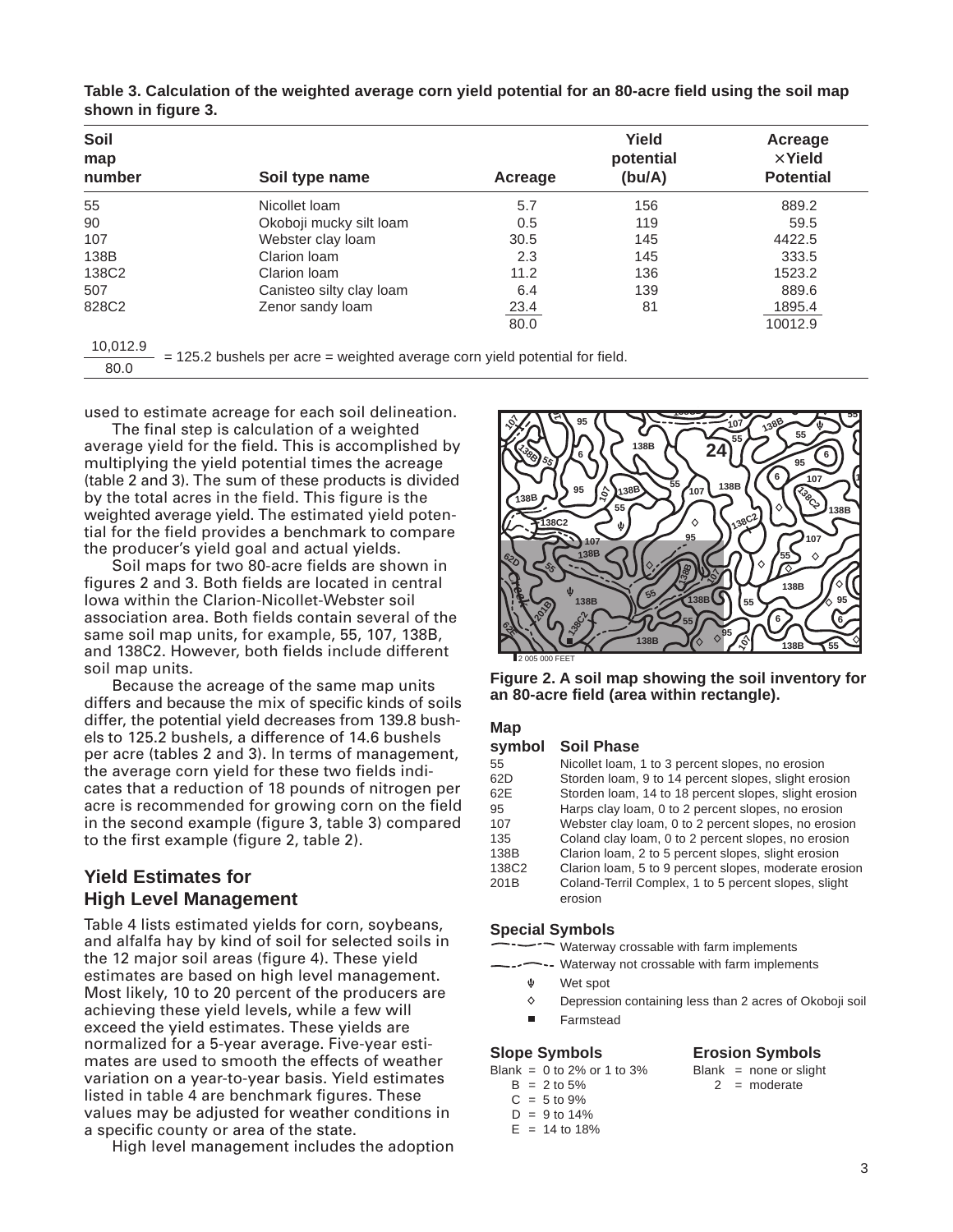**Table 3. Calculation of the weighted average corn yield potential for an 80-acre field using the soil map shown in figure 3.**

| Soil map number | Soil type name | Acreage | Yield potential (bu/A) | Acreage ×Yield Potential |
|---|---|---|---|---|
| 55 | Nicollet loam | 5.7 | 156 | 889.2 |
| 90 | Okoboji mucky silt loam | 0.5 | 119 | 59.5 |
| 107 | Webster clay loam | 30.5 | 145 | 4422.5 |
| 138B | Clarion loam | 2.3 | 145 | 333.5 |
| 138C2 | Clarion loam | 11.2 | 136 | 1523.2 |
| 507 | Canisteo silty clay loam | 6.4 | 139 | 889.6 |
| 828C2 | Zenor sandy loam | 23.4 | 81 | 1895.4 |
| | | 80.0 | | 10012.9 |

$\frac{10{,}012.9}{80.0}$ = 125.2 bushels per acre = weighted average corn yield potential for field.

used to estimate acreage for each soil delineation.

The final step is calculation of a weighted average yield for the field. This is accomplished by multiplying the yield potential times the acreage (table 2 and 3). The sum of these products is divided by the total acres in the field. This figure is the weighted average yield. The estimated yield potential for the field provides a benchmark to compare the producer's yield goal and actual yields.

Soil maps for two 80-acre fields are shown in figures 2 and 3. Both fields are located in central Iowa within the Clarion-Nicollet-Webster soil association area. Both fields contain several of the same soil map units, for example, 55, 107, 138B, and 138C2. However, both fields include different soil map units.

Because the acreage of the same map units differs and because the mix of specific kinds of soils differ, the potential yield decreases from 139.8 bushels to 125.2 bushels, a difference of 14.6 bushels per acre (tables 2 and 3). In terms of management, the average corn yield for these two fields indicates that a reduction of 18 pounds of nitrogen per acre is recommended for growing corn on the field in the second example (figure 3, table 3) compared to the first example (figure 2, table 2).

**Figure 2. A soil map showing the soil inventory for an 80-acre field (area within rectangle).**

| Map symbol | Soil Phase |
|---|---|
| 55 | Nicollet loam, 1 to 3 percent slopes, no erosion |
| 62D | Storden loam, 9 to 14 percent slopes, slight erosion |
| 62E | Storden loam, 14 to 18 percent slopes, slight erosion |
| 95 | Harps clay loam, 0 to 2 percent slopes, no erosion |
| 107 | Webster clay loam, 0 to 2 percent slopes, no erosion |
| 135 | Coland clay loam, 0 to 2 percent slopes, no erosion |
| 138B | Clarion loam, 2 to 5 percent slopes, slight erosion |
| 138C2 | Clarion loam, 5 to 9 percent slopes, moderate erosion |
| 201B | Coland-Terril Complex, 1 to 5 percent slopes, slight erosion |

**Special Symbols**

- Waterway crossable with farm implements
- Waterway not crossable with farm implements
- Wet spot
- Depression containing less than 2 acres of Okoboji soil
- Farmstead

**Slope Symbols**

Blank = 0 to 2% or 1 to 3%
B = 2 to 5%
C = 5 to 9%
D = 9 to 14%
E = 14 to 18%

**Erosion Symbols**

Blank = none or slight
2 = moderate

## Yield Estimates for High Level Management

Table 4 lists estimated yields for corn, soybeans, and alfalfa hay by kind of soil for selected soils in the 12 major soil areas (figure 4). These yield estimates are based on high level management. Most likely, 10 to 20 percent of the producers are achieving these yield levels, while a few will exceed the yield estimates. These yields are normalized for a 5-year average. Five-year estimates are used to smooth the effects of weather variation on a year-to-year basis. Yield estimates listed in table 4 are benchmark figures. These values may be adjusted for weather conditions in a specific county or area of the state.

High level management includes the adoption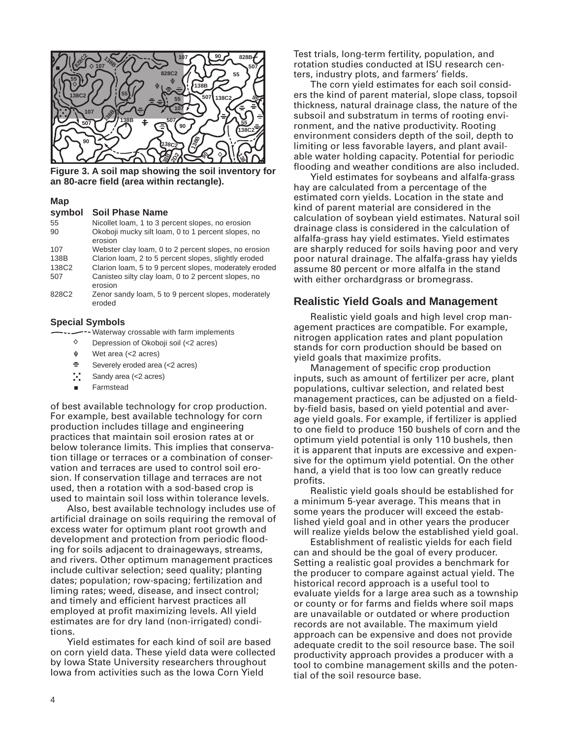Figure 3. A soil map showing the soil inventory for an 80-acre field (area within rectangle).

| Map symbol | Soil Phase Name |
|---|---|
| 55 | Nicollet loam, 1 to 3 percent slopes, no erosion |
| 90 | Okoboji mucky silt loam, 0 to 1 percent slopes, no erosion |
| 107 | Webster clay loam, 0 to 2 percent slopes, no erosion |
| 138B | Clarion loam, 2 to 5 percent slopes, slightly eroded |
| 138C2 | Clarion loam, 5 to 9 percent slopes, moderately eroded |
| 507 | Canisteo silty clay loam, 0 to 2 percent slopes, no erosion |
| 828C2 | Zenor sandy loam, 5 to 9 percent slopes, moderately eroded |

**Special Symbols**

- Waterway crossable with farm implements
- Depression of Okoboji soil (<2 acres)
- Wet area (<2 acres)
- Severely eroded area (<2 acres)
- Sandy area (<2 acres)
- Farmstead

of best available technology for crop production. For example, best available technology for corn production includes tillage and engineering practices that maintain soil erosion rates at or below tolerance limits. This implies that conservation tillage or terraces or a combination of conservation and terraces are used to control soil erosion. If conservation tillage and terraces are not used, then a rotation with a sod-based crop is used to maintain soil loss within tolerance levels.

Also, best available technology includes use of artificial drainage on soils requiring the removal of excess water for optimum plant root growth and development and protection from periodic flooding for soils adjacent to drainageways, streams, and rivers. Other optimum management practices include cultivar selection; seed quality; planting dates; population; row-spacing; fertilization and liming rates; weed, disease, and insect control; and timely and efficient harvest practices all employed at profit maximizing levels. All yield estimates are for dry land (non-irrigated) conditions.

Yield estimates for each kind of soil are based on corn yield data. These yield data were collected by Iowa State University researchers throughout Iowa from activities such as the Iowa Corn Yield Test trials, long-term fertility, population, and rotation studies conducted at ISU research centers, industry plots, and farmers' fields.

The corn yield estimates for each soil considers the kind of parent material, slope class, topsoil thickness, natural drainage class, the nature of the subsoil and substratum in terms of rooting environment, and the native productivity. Rooting environment considers depth of the soil, depth to limiting or less favorable layers, and plant available water holding capacity. Potential for periodic flooding and weather conditions are also included.

Yield estimates for soybeans and alfalfa-grass hay are calculated from a percentage of the estimated corn yields. Location in the state and kind of parent material are considered in the calculation of soybean yield estimates. Natural soil drainage class is considered in the calculation of alfalfa-grass hay yield estimates. Yield estimates are sharply reduced for soils having poor and very poor natural drainage. The alfalfa-grass hay yields assume 80 percent or more alfalfa in the stand with either orchardgrass or bromegrass.

## Realistic Yield Goals and Management

Realistic yield goals and high level crop management practices are compatible. For example, nitrogen application rates and plant population stands for corn production should be based on yield goals that maximize profits.

Management of specific crop production inputs, such as amount of fertilizer per acre, plant populations, cultivar selection, and related best management practices, can be adjusted on a field-by-field basis, based on yield potential and average yield goals. For example, if fertilizer is applied to one field to produce 150 bushels of corn and the optimum yield potential is only 110 bushels, then it is apparent that inputs are excessive and expensive for the optimum yield potential. On the other hand, a yield that is too low can greatly reduce profits.

Realistic yield goals should be established for a minimum 5-year average. This means that in some years the producer will exceed the established yield goal and in other years the producer will realize yields below the established yield goal.

Establishment of realistic yields for each field can and should be the goal of every producer. Setting a realistic goal provides a benchmark for the producer to compare against actual yield. The historical record approach is a useful tool to evaluate yields for a large area such as a township or county or for farms and fields where soil maps are unavailable or outdated or where production records are not available. The maximum yield approach can be expensive and does not provide adequate credit to the soil resource base. The soil productivity approach provides a producer with a tool to combine management skills and the potential of the soil resource base.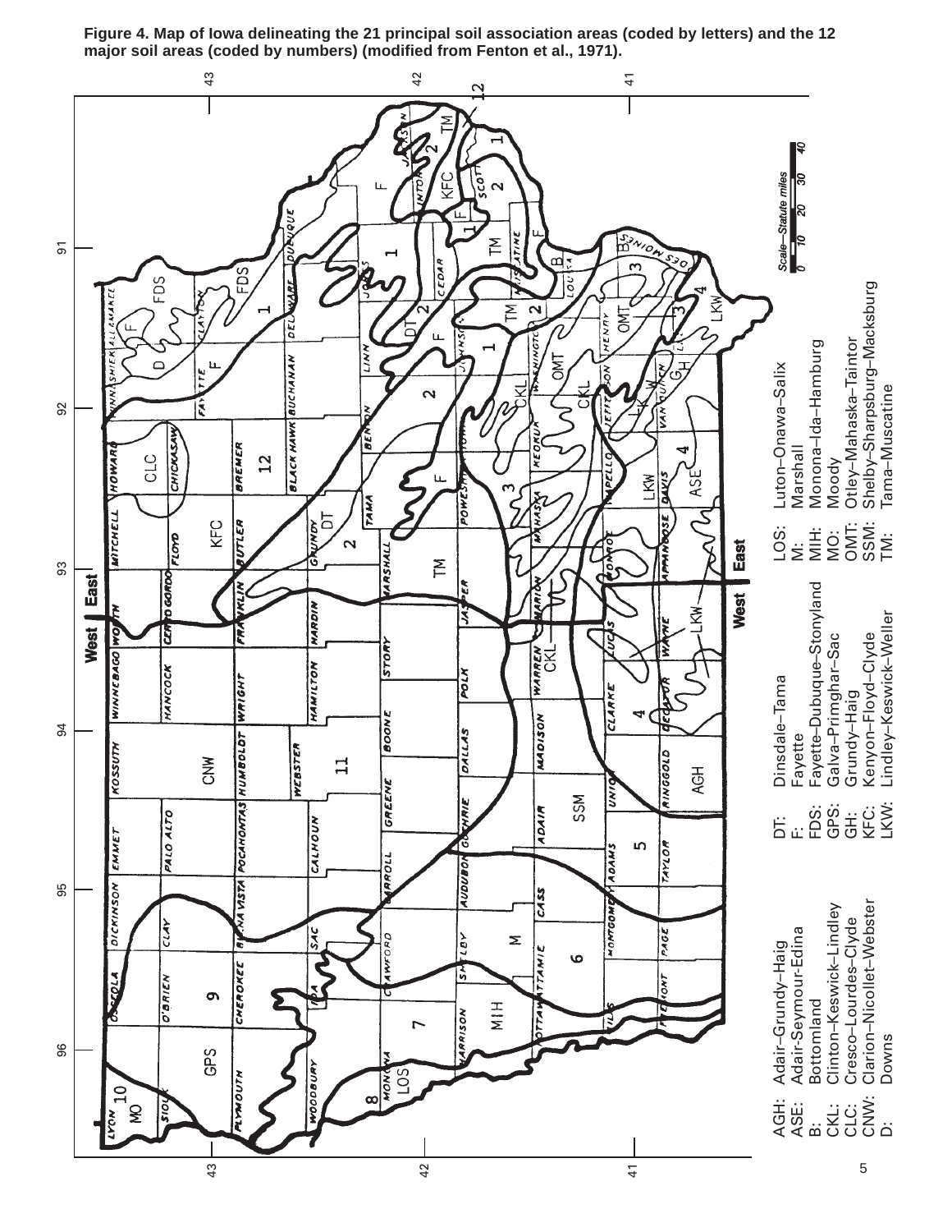**Figure 4. Map of Iowa delineating the 21 principal soil association areas (coded by letters) and the 12 major soil areas (coded by numbers) (modified from Fenton et al., 1971).**

AGH: Adair–Grundy–Haig
ASE: Adair-Seymour-Edina
B: Bottomland
CKL: Clinton–Keswick–Lindley
CLC: Cresco–Lourdes–Clyde
CNW: Clarion–Nicollet–Webster
D: Downs
DT: Dinsdale–Tama
F: Fayette
FDS: Fayette–Dubuque–Stonyland
GPS: Galva–Primghar–Sac
GH: Grundy–Haig
KFC: Kenyon–Floyd–Clyde
LKW: Lindley–Keswick–Weller
LOS: Luton–Onawa–Salix
M: Marshall
MIH: Monona–Ida–Hamburg
MO: Moody
OMT: Otley–Mahaska–Taintor
SSM: Shelby–Sharpsburg–Macksburg
TM: Tama–Muscatine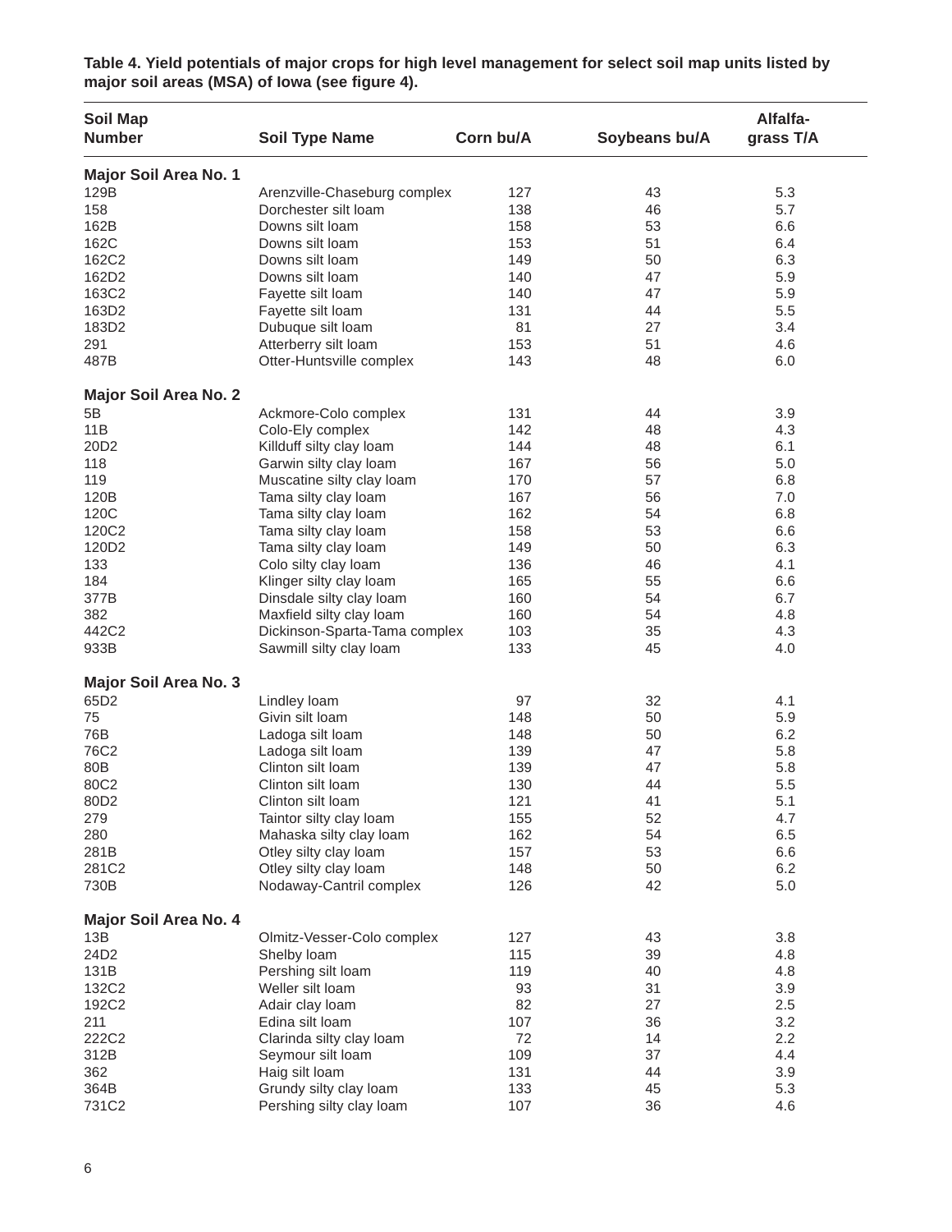**Table 4. Yield potentials of major crops for high level management for select soil map units listed by major soil areas (MSA) of Iowa (see figure 4).**

| Soil Map Number | Soil Type Name | Corn bu/A | Soybeans bu/A | Alfalfa-grass T/A |
|---|---|---|---|---|
| **Major Soil Area No. 1** | | | | |
| 129B | Arenzville-Chaseburg complex | 127 | 43 | 5.3 |
| 158 | Dorchester silt loam | 138 | 46 | 5.7 |
| 162B | Downs silt loam | 158 | 53 | 6.6 |
| 162C | Downs silt loam | 153 | 51 | 6.4 |
| 162C2 | Downs silt loam | 149 | 50 | 6.3 |
| 162D2 | Downs silt loam | 140 | 47 | 5.9 |
| 163C2 | Fayette silt loam | 140 | 47 | 5.9 |
| 163D2 | Fayette silt loam | 131 | 44 | 5.5 |
| 183D2 | Dubuque silt loam | 81 | 27 | 3.4 |
| 291 | Atterberry silt loam | 153 | 51 | 4.6 |
| 487B | Otter-Huntsville complex | 143 | 48 | 6.0 |
| **Major Soil Area No. 2** | | | | |
| 5B | Ackmore-Colo complex | 131 | 44 | 3.9 |
| 11B | Colo-Ely complex | 142 | 48 | 4.3 |
| 20D2 | Killduff silty clay loam | 144 | 48 | 6.1 |
| 118 | Garwin silty clay loam | 167 | 56 | 5.0 |
| 119 | Muscatine silty clay loam | 170 | 57 | 6.8 |
| 120B | Tama silty clay loam | 167 | 56 | 7.0 |
| 120C | Tama silty clay loam | 162 | 54 | 6.8 |
| 120C2 | Tama silty clay loam | 158 | 53 | 6.6 |
| 120D2 | Tama silty clay loam | 149 | 50 | 6.3 |
| 133 | Colo silty clay loam | 136 | 46 | 4.1 |
| 184 | Klinger silty clay loam | 165 | 55 | 6.6 |
| 377B | Dinsdale silty clay loam | 160 | 54 | 6.7 |
| 382 | Maxfield silty clay loam | 160 | 54 | 4.8 |
| 442C2 | Dickinson-Sparta-Tama complex | 103 | 35 | 4.3 |
| 933B | Sawmill silty clay loam | 133 | 45 | 4.0 |
| **Major Soil Area No. 3** | | | | |
| 65D2 | Lindley loam | 97 | 32 | 4.1 |
| 75 | Givin silt loam | 148 | 50 | 5.9 |
| 76B | Ladoga silt loam | 148 | 50 | 6.2 |
| 76C2 | Ladoga silt loam | 139 | 47 | 5.8 |
| 80B | Clinton silt loam | 139 | 47 | 5.8 |
| 80C2 | Clinton silt loam | 130 | 44 | 5.5 |
| 80D2 | Clinton silt loam | 121 | 41 | 5.1 |
| 279 | Taintor silty clay loam | 155 | 52 | 4.7 |
| 280 | Mahaska silty clay loam | 162 | 54 | 6.5 |
| 281B | Otley silty clay loam | 157 | 53 | 6.6 |
| 281C2 | Otley silty clay loam | 148 | 50 | 6.2 |
| 730B | Nodaway-Cantril complex | 126 | 42 | 5.0 |
| **Major Soil Area No. 4** | | | | |
| 13B | Olmitz-Vesser-Colo complex | 127 | 43 | 3.8 |
| 24D2 | Shelby loam | 115 | 39 | 4.8 |
| 131B | Pershing silt loam | 119 | 40 | 4.8 |
| 132C2 | Weller silt loam | 93 | 31 | 3.9 |
| 192C2 | Adair clay loam | 82 | 27 | 2.5 |
| 211 | Edina silt loam | 107 | 36 | 3.2 |
| 222C2 | Clarinda silty clay loam | 72 | 14 | 2.2 |
| 312B | Seymour silt loam | 109 | 37 | 4.4 |
| 362 | Haig silt loam | 131 | 44 | 3.9 |
| 364B | Grundy silty clay loam | 133 | 45 | 5.3 |
| 731C2 | Pershing silty clay loam | 107 | 36 | 4.6 |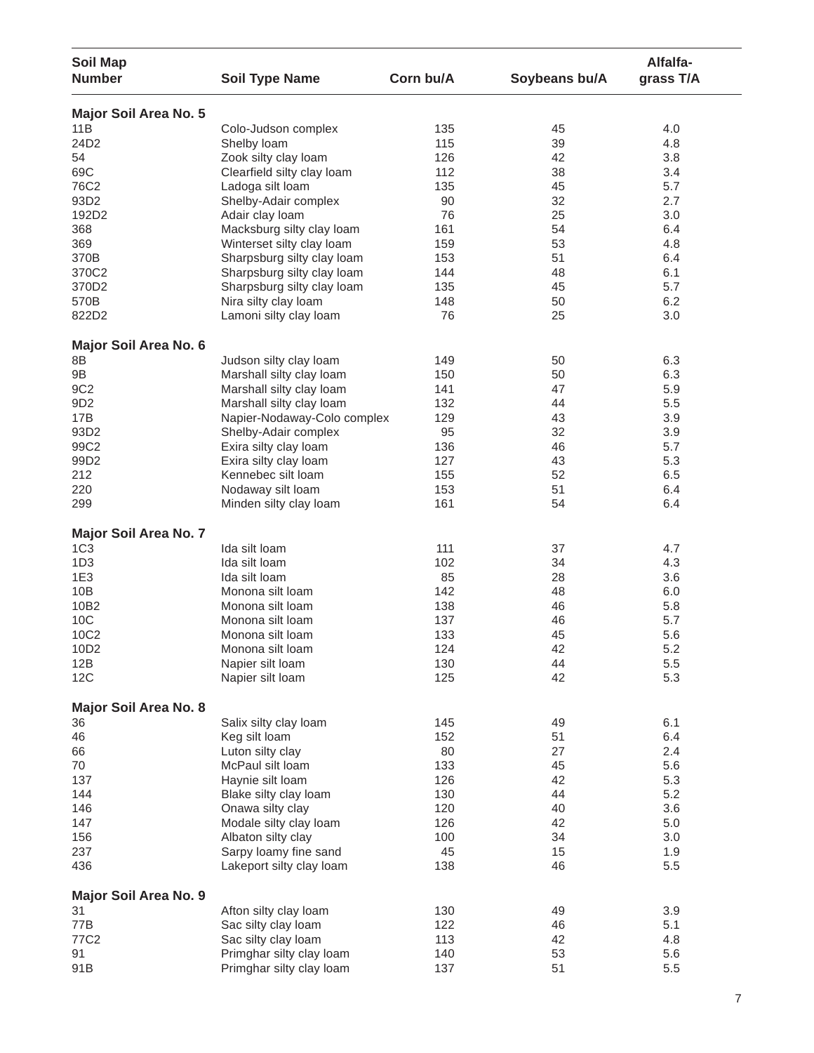| Soil Map Number | Soil Type Name | Corn bu/A | Soybeans bu/A | Alfalfa-grass T/A |
|---|---|---|---|---|
| **Major Soil Area No. 5** | | | | |
| 11B | Colo-Judson complex | 135 | 45 | 4.0 |
| 24D2 | Shelby loam | 115 | 39 | 4.8 |
| 54 | Zook silty clay loam | 126 | 42 | 3.8 |
| 69C | Clearfield silty clay loam | 112 | 38 | 3.4 |
| 76C2 | Ladoga silt loam | 135 | 45 | 5.7 |
| 93D2 | Shelby-Adair complex | 90 | 32 | 2.7 |
| 192D2 | Adair clay loam | 76 | 25 | 3.0 |
| 368 | Macksburg silty clay loam | 161 | 54 | 6.4 |
| 369 | Winterset silty clay loam | 159 | 53 | 4.8 |
| 370B | Sharpsburg silty clay loam | 153 | 51 | 6.4 |
| 370C2 | Sharpsburg silty clay loam | 144 | 48 | 6.1 |
| 370D2 | Sharpsburg silty clay loam | 135 | 45 | 5.7 |
| 570B | Nira silty clay loam | 148 | 50 | 6.2 |
| 822D2 | Lamoni silty clay loam | 76 | 25 | 3.0 |
| **Major Soil Area No. 6** | | | | |
| 8B | Judson silty clay loam | 149 | 50 | 6.3 |
| 9B | Marshall silty clay loam | 150 | 50 | 6.3 |
| 9C2 | Marshall silty clay loam | 141 | 47 | 5.9 |
| 9D2 | Marshall silty clay loam | 132 | 44 | 5.5 |
| 17B | Napier-Nodaway-Colo complex | 129 | 43 | 3.9 |
| 93D2 | Shelby-Adair complex | 95 | 32 | 3.9 |
| 99C2 | Exira silty clay loam | 136 | 46 | 5.7 |
| 99D2 | Exira silty clay loam | 127 | 43 | 5.3 |
| 212 | Kennebec silt loam | 155 | 52 | 6.5 |
| 220 | Nodaway silt loam | 153 | 51 | 6.4 |
| 299 | Minden silty clay loam | 161 | 54 | 6.4 |
| **Major Soil Area No. 7** | | | | |
| 1C3 | Ida silt loam | 111 | 37 | 4.7 |
| 1D3 | Ida silt loam | 102 | 34 | 4.3 |
| 1E3 | Ida silt loam | 85 | 28 | 3.6 |
| 10B | Monona silt loam | 142 | 48 | 6.0 |
| 10B2 | Monona silt loam | 138 | 46 | 5.8 |
| 10C | Monona silt loam | 137 | 46 | 5.7 |
| 10C2 | Monona silt loam | 133 | 45 | 5.6 |
| 10D2 | Monona silt loam | 124 | 42 | 5.2 |
| 12B | Napier silt loam | 130 | 44 | 5.5 |
| 12C | Napier silt loam | 125 | 42 | 5.3 |
| **Major Soil Area No. 8** | | | | |
| 36 | Salix silty clay loam | 145 | 49 | 6.1 |
| 46 | Keg silt loam | 152 | 51 | 6.4 |
| 66 | Luton silty clay | 80 | 27 | 2.4 |
| 70 | McPaul silt loam | 133 | 45 | 5.6 |
| 137 | Haynie silt loam | 126 | 42 | 5.3 |
| 144 | Blake silty clay loam | 130 | 44 | 5.2 |
| 146 | Onawa silty clay | 120 | 40 | 3.6 |
| 147 | Modale silty clay loam | 126 | 42 | 5.0 |
| 156 | Albaton silty clay | 100 | 34 | 3.0 |
| 237 | Sarpy loamy fine sand | 45 | 15 | 1.9 |
| 436 | Lakeport silty clay loam | 138 | 46 | 5.5 |
| **Major Soil Area No. 9** | | | | |
| 31 | Afton silty clay loam | 130 | 49 | 3.9 |
| 77B | Sac silty clay loam | 122 | 46 | 5.1 |
| 77C2 | Sac silty clay loam | 113 | 42 | 4.8 |
| 91 | Primghar silty clay loam | 140 | 53 | 5.6 |
| 91B | Primghar silty clay loam | 137 | 51 | 5.5 |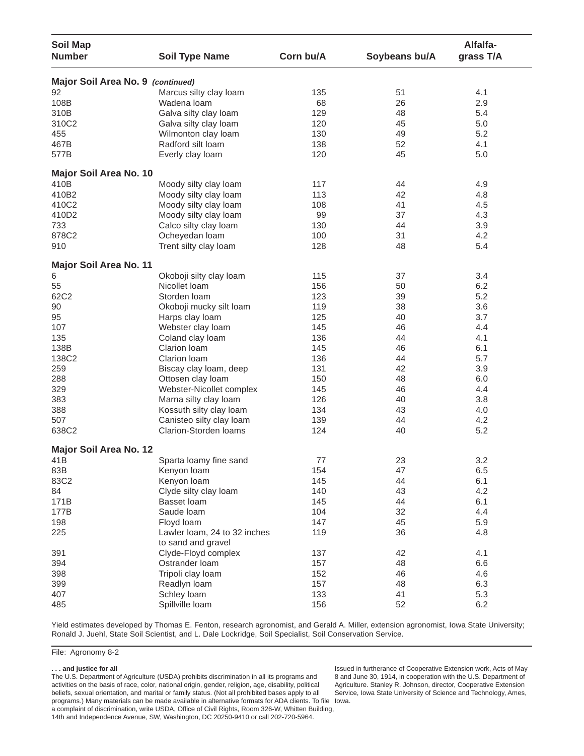| Soil Map Number | Soil Type Name | Corn bu/A | Soybeans bu/A | Alfalfa-grass T/A |
|---|---|---|---|---|
| **Major Soil Area No. 9** ***(continued)*** | | | | |
| 92 | Marcus silty clay loam | 135 | 51 | 4.1 |
| 108B | Wadena loam | 68 | 26 | 2.9 |
| 310B | Galva silty clay loam | 129 | 48 | 5.4 |
| 310C2 | Galva silty clay loam | 120 | 45 | 5.0 |
| 455 | Wilmonton clay loam | 130 | 49 | 5.2 |
| 467B | Radford silt loam | 138 | 52 | 4.1 |
| 577B | Everly clay loam | 120 | 45 | 5.0 |
| **Major Soil Area No. 10** | | | | |
| 410B | Moody silty clay loam | 117 | 44 | 4.9 |
| 410B2 | Moody silty clay loam | 113 | 42 | 4.8 |
| 410C2 | Moody silty clay loam | 108 | 41 | 4.5 |
| 410D2 | Moody silty clay loam | 99 | 37 | 4.3 |
| 733 | Calco silty clay loam | 130 | 44 | 3.9 |
| 878C2 | Ocheyedan loam | 100 | 31 | 4.2 |
| 910 | Trent silty clay loam | 128 | 48 | 5.4 |
| **Major Soil Area No. 11** | | | | |
| 6 | Okoboji silty clay loam | 115 | 37 | 3.4 |
| 55 | Nicollet loam | 156 | 50 | 6.2 |
| 62C2 | Storden loam | 123 | 39 | 5.2 |
| 90 | Okoboji mucky silt loam | 119 | 38 | 3.6 |
| 95 | Harps clay loam | 125 | 40 | 3.7 |
| 107 | Webster clay loam | 145 | 46 | 4.4 |
| 135 | Coland clay loam | 136 | 44 | 4.1 |
| 138B | Clarion loam | 145 | 46 | 6.1 |
| 138C2 | Clarion loam | 136 | 44 | 5.7 |
| 259 | Biscay clay loam, deep | 131 | 42 | 3.9 |
| 288 | Ottosen clay loam | 150 | 48 | 6.0 |
| 329 | Webster-Nicollet complex | 145 | 46 | 4.4 |
| 383 | Marna silty clay loam | 126 | 40 | 3.8 |
| 388 | Kossuth silty clay loam | 134 | 43 | 4.0 |
| 507 | Canisteo silty clay loam | 139 | 44 | 4.2 |
| 638C2 | Clarion-Storden loams | 124 | 40 | 5.2 |
| **Major Soil Area No. 12** | | | | |
| 41B | Sparta loamy fine sand | 77 | 23 | 3.2 |
| 83B | Kenyon loam | 154 | 47 | 6.5 |
| 83C2 | Kenyon loam | 145 | 44 | 6.1 |
| 84 | Clyde silty clay loam | 140 | 43 | 4.2 |
| 171B | Basset loam | 145 | 44 | 6.1 |
| 177B | Saude loam | 104 | 32 | 4.4 |
| 198 | Floyd loam | 147 | 45 | 5.9 |
| 225 | Lawler loam, 24 to 32 inches to sand and gravel | 119 | 36 | 4.8 |
| 391 | Clyde-Floyd complex | 137 | 42 | 4.1 |
| 394 | Ostrander loam | 157 | 48 | 6.6 |
| 398 | Tripoli clay loam | 152 | 46 | 4.6 |
| 399 | Readlyn loam | 157 | 48 | 6.3 |
| 407 | Schley loam | 133 | 41 | 5.3 |
| 485 | Spillville loam | 156 | 52 | 6.2 |

Yield estimates developed by Thomas E. Fenton, research agronomist, and Gerald A. Miller, extension agronomist, Iowa State University; Ronald J. Juehl, State Soil Scientist, and L. Dale Lockridge, Soil Specialist, Soil Conservation Service.

File: Agronomy 8-2

**. . . and justice for all**
The U.S. Department of Agriculture (USDA) prohibits discrimination in all its programs and activities on the basis of race, color, national origin, gender, religion, age, disability, political beliefs, sexual orientation, and marital or family status. (Not all prohibited bases apply to all programs.) Many materials can be made available in alternative formats for ADA clients. To file a complaint of discrimination, write USDA, Office of Civil Rights, Room 326-W, Whitten Building, 14th and Independence Avenue, SW, Washington, DC 20250-9410 or call 202-720-5964.

Issued in furtherance of Cooperative Extension work, Acts of May 8 and June 30, 1914, in cooperation with the U.S. Department of Agriculture. Stanley R. Johnson, director, Cooperative Extension Service, Iowa State University of Science and Technology, Ames, Iowa.